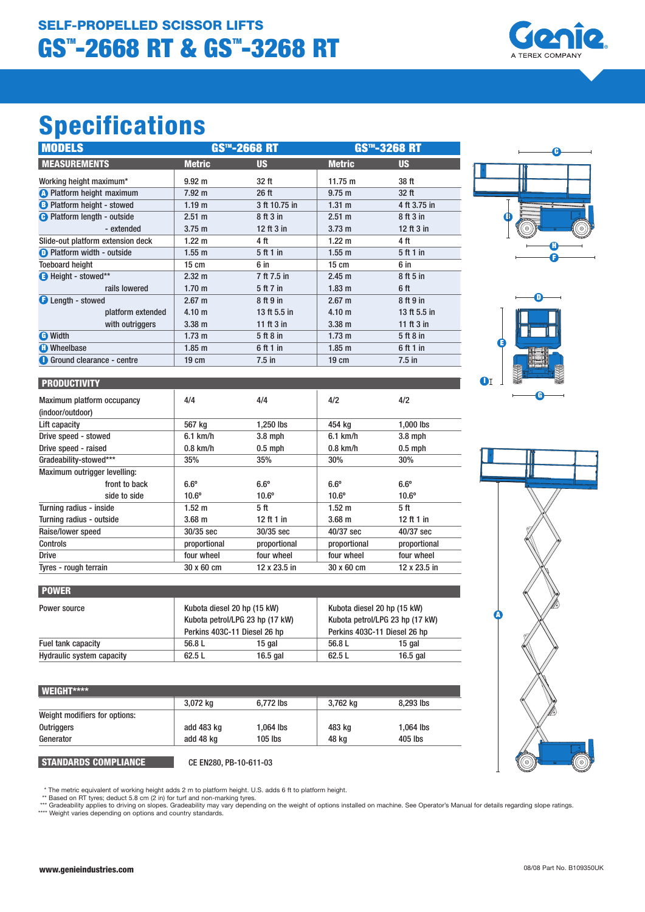**SELF-PROPELLED SCISSOR LIFTS**

# GS™-2668 RT & GS™-3268 RT

Genie
A TEREX COMPANY

## Specifications

| MODELS | GS™-2668 RT | | GS™-3268 RT | |
|---|---|---|---|---|
| **MEASUREMENTS** | **Metric** | **US** | **Metric** | **US** |
| Working height maximum* | 9.92 m | 32 ft | 11.75 m | 38 ft |
| A Platform height maximum | 7.92 m | 26 ft | 9.75 m | 32 ft |
| B Platform height - stowed | 1.19 m | 3 ft 10.75 in | 1.31 m | 4 ft 3.75 in |
| C Platform length - outside | 2.51 m | 8 ft 3 in | 2.51 m | 8 ft 3 in |
| - extended | 3.75 m | 12 ft 3 in | 3.73 m | 12 ft 3 in |
| Slide-out platform extension deck | 1.22 m | 4 ft | 1.22 m | 4 ft |
| D Platform width - outside | 1.55 m | 5 ft 1 in | 1.55 m | 5 ft 1 in |
| Toeboard height | 15 cm | 6 in | 15 cm | 6 in |
| E Height - stowed** | 2.32 m | 7 ft 7.5 in | 2.45 m | 8 ft 5 in |
| rails lowered | 1.70 m | 5 ft 7 in | 1.83 m | 6 ft |
| F Length - stowed | 2.67 m | 8 ft 9 in | 2.67 m | 8 ft 9 in |
| platform extended | 4.10 m | 13 ft 5.5 in | 4.10 m | 13 ft 5.5 in |
| with outriggers | 3.38 m | 11 ft 3 in | 3.38 m | 11 ft 3 in |
| G Width | 1.73 m | 5 ft 8 in | 1.73 m | 5 ft 8 in |
| H Wheelbase | 1.85 m | 6 ft 1 in | 1.85 m | 6 ft 1 in |
| I Ground clearance - centre | 19 cm | 7.5 in | 19 cm | 7.5 in |
| **PRODUCTIVITY** | | | | |
| Maximum platform occupancy (indoor/outdoor) | 4/4 | 4/4 | 4/2 | 4/2 |
| Lift capacity | 567 kg | 1,250 lbs | 454 kg | 1,000 lbs |
| Drive speed - stowed | 6.1 km/h | 3.8 mph | 6.1 km/h | 3.8 mph |
| Drive speed - raised | 0.8 km/h | 0.5 mph | 0.8 km/h | 0.5 mph |
| Gradeability-stowed*** | 35% | 35% | 30% | 30% |
| Maximum outrigger levelling: | | | | |
| front to back | 6.6º | 6.6º | 6.6º | 6.6º |
| side to side | 10.6º | 10.6º | 10.6º | 10.6º |
| Turning radius - inside | 1.52 m | 5 ft | 1.52 m | 5 ft |
| Turning radius - outside | 3.68 m | 12 ft 1 in | 3.68 m | 12 ft 1 in |
| Raise/lower speed | 30/35 sec | 30/35 sec | 40/37 sec | 40/37 sec |
| Controls | proportional | proportional | proportional | proportional |
| Drive | four wheel | four wheel | four wheel | four wheel |
| Tyres - rough terrain | 30 x 60 cm | 12 x 23.5 in | 30 x 60 cm | 12 x 23.5 in |
| **POWER** | | | | |
| Power source | Kubota diesel 20 hp (15 kW)<br>Kubota petrol/LPG 23 hp (17 kW)<br>Perkins 403C-11 Diesel 26 hp | | Kubota diesel 20 hp (15 kW)<br>Kubota petrol/LPG 23 hp (17 kW)<br>Perkins 403C-11 Diesel 26 hp | |
| Fuel tank capacity | 56.8 L | 15 gal | 56.8 L | 15 gal |
| Hydraulic system capacity | 62.5 L | 16.5 gal | 62.5 L | 16.5 gal |
| **WEIGHT\*\*\*\*** | | | | |
| | 3,072 kg | 6,772 lbs | 3,762 kg | 8,293 lbs |
| Weight modifiers for options: | | | | |
| Outriggers | add 483 kg | 1,064 lbs | 483 kg | 1,064 lbs |
| Generator | add 48 kg | 105 lbs | 48 kg | 405 lbs |

**STANDARDS COMPLIANCE** CE EN280, PB-10-611-03

\* The metric equivalent of working height adds 2 m to platform height. U.S. adds 6 ft to platform height.
\*\* Based on RT tyres; deduct 5.8 cm (2 in) for turf and non-marking tyres.
\*\*\* Gradeability applies to driving on slopes. Gradeability may vary depending on the weight of options installed on machine. See Operator's Manual for details regarding slope ratings.
\*\*\*\* Weight varies depending on options and country standards.

www.genieindustries.com

08/08 Part No. B109350UK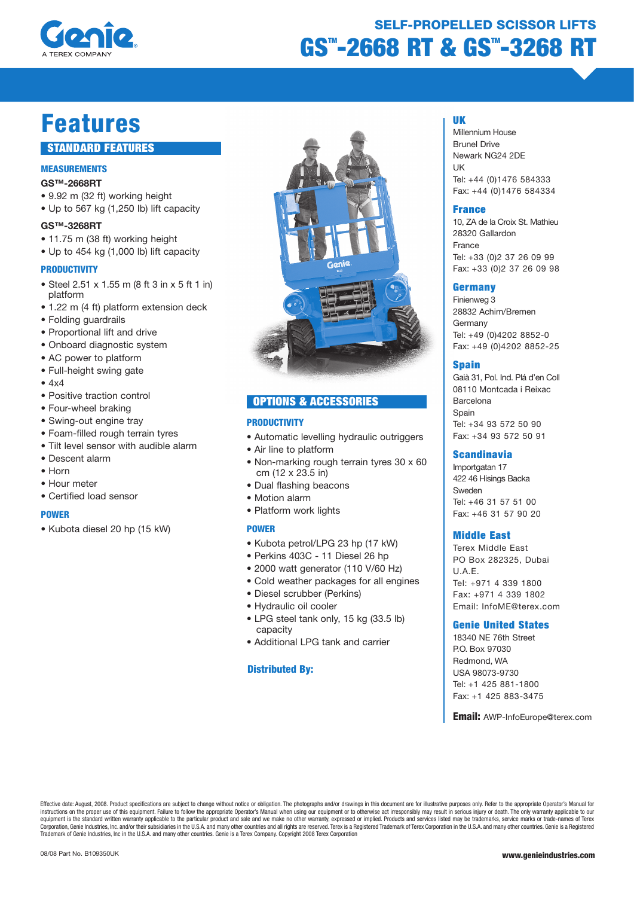# SELF-PROPELLED SCISSOR LIFTS

# GS™-2668 RT & GS™-3268 RT

## Features

### STANDARD FEATURES

#### MEASUREMENTS

**GS™-2668RT**

- 9.92 m (32 ft) working height
- Up to 567 kg (1,250 lb) lift capacity

**GS™-3268RT**

- 11.75 m (38 ft) working height
- Up to 454 kg (1,000 lb) lift capacity

#### PRODUCTIVITY

- Steel 2.51 x 1.55 m (8 ft 3 in x 5 ft 1 in) platform
- 1.22 m (4 ft) platform extension deck
- Folding guardrails
- Proportional lift and drive
- Onboard diagnostic system
- AC power to platform
- Full-height swing gate
- 4x4
- Positive traction control
- Four-wheel braking
- Swing-out engine tray
- Foam-filled rough terrain tyres
- Tilt level sensor with audible alarm
- Descent alarm
- Horn
- Hour meter
- Certified load sensor

#### POWER

- Kubota diesel 20 hp (15 kW)

### OPTIONS & ACCESSORIES

#### PRODUCTIVITY

- Automatic levelling hydraulic outriggers
- Air line to platform
- Non-marking rough terrain tyres 30 x 60 cm (12 x 23.5 in)
- Dual flashing beacons
- Motion alarm
- Platform work lights

#### POWER

- Kubota petrol/LPG 23 hp (17 kW)
- Perkins 403C - 11 Diesel 26 hp
- 2000 watt generator (110 V/60 Hz)
- Cold weather packages for all engines
- Diesel scrubber (Perkins)
- Hydraulic oil cooler
- LPG steel tank only, 15 kg (33.5 lb) capacity
- Additional LPG tank and carrier

**Distributed By:**

#### UK

Millennium House
Brunel Drive
Newark NG24 2DE
UK
Tel: +44 (0)1476 584333
Fax: +44 (0)1476 584334

#### France

10, ZA de la Croix St. Mathieu
28320 Gallardon
France
Tel: +33 (0)2 37 26 09 99
Fax: +33 (0)2 37 26 09 98

#### Germany

Finienweg 3
28832 Achim/Bremen
Germany
Tel: +49 (0)4202 8852-0
Fax: +49 (0)4202 8852-25

#### Spain

Gaià 31, Pol. Ind. Plá d'en Coll
08110 Montcada i Reixac
Barcelona
Spain
Tel: +34 93 572 50 90
Fax: +34 93 572 50 91

#### Scandinavia

Importgatan 17
422 46 Hisings Backa
Sweden
Tel: +46 31 57 51 00
Fax: +46 31 57 90 20

#### Middle East

Terex Middle East
PO Box 282325, Dubai
U.A.E.
Tel: +971 4 339 1800
Fax: +971 4 339 1802
Email: InfoME@terex.com

#### Genie United States

18340 NE 76th Street
P.O. Box 97030
Redmond, WA
USA 98073-9730
Tel: +1 425 881-1800
Fax: +1 425 883-3475

**Email:** AWP-InfoEurope@terex.com

Effective date: August, 2008. Product specifications are subject to change without notice or obligation. The photographs and/or drawings in this document are for illustrative purposes only. Refer to the appropriate Operator's Manual for instructions on the proper use of this equipment. Failure to follow the appropriate Operator's Manual when using our equipment or to otherwise act irresponsibly may result in serious injury or death. The only warranty applicable to our equipment is the standard written warranty applicable to the particular product and sale and we make no other warranty, expressed or implied. Products and services listed may be trademarks, service marks or trade-names of Terex Corporation, Genie Industries, Inc. and/or their subsidiaries in the U.S.A. and many other countries and all rights are reserved. Terex is a Registered Trademark of Terex Corporation in the U.S.A. and many other countries. Genie is a Registered Trademark of Genie Industries, Inc in the U.S.A. and many other countries. Genie is a Terex Company. Copyright 2008 Terex Corporation

08/08 Part No. B109350UK

www.genieindustries.com